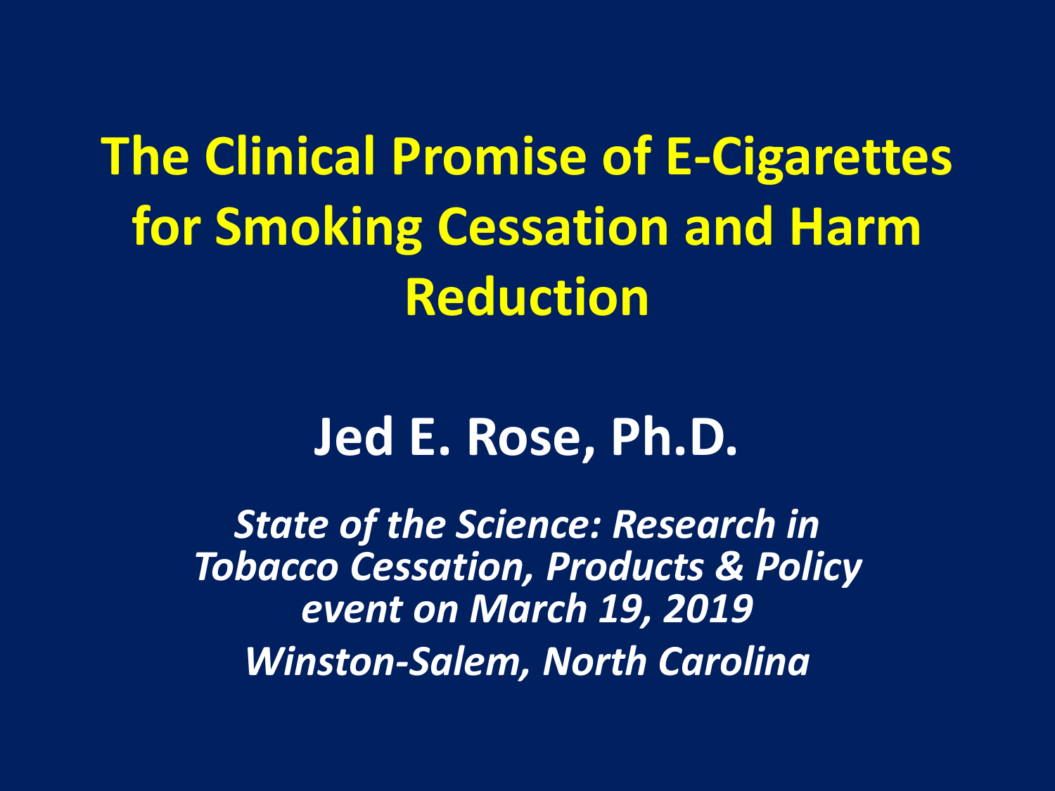# The Clinical Promise of E-Cigarettes for Smoking Cessation and Harm Reduction

## Jed E. Rose, Ph.D.

*State of the Science: Research in Tobacco Cessation, Products & Policy event on March 19, 2019*

*Winston-Salem, North Carolina*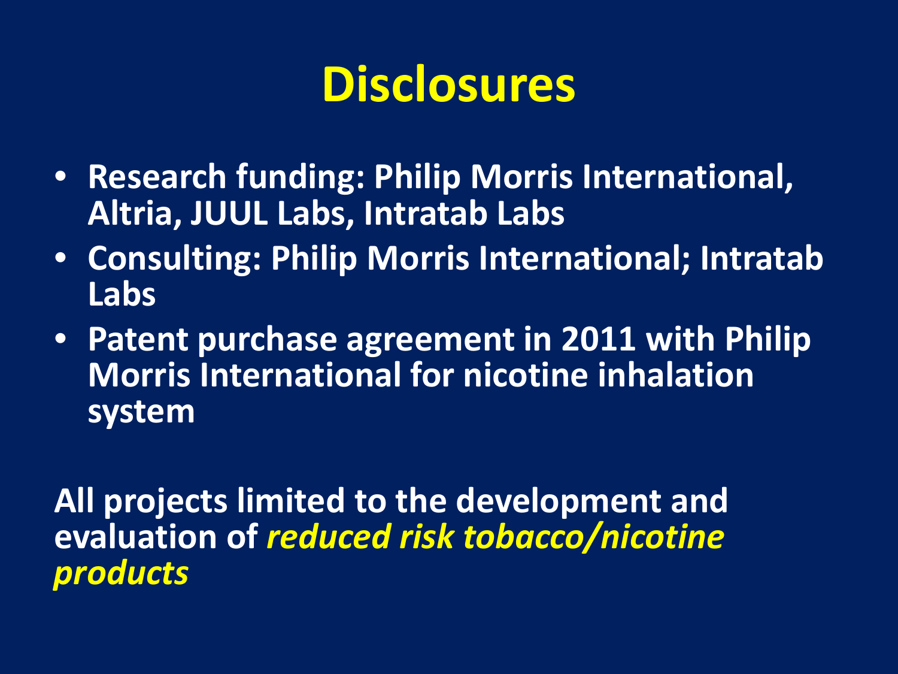# Disclosures

- **Research funding: Philip Morris International, Altria, JUUL Labs, Intratab Labs**
- **Consulting: Philip Morris International; Intratab Labs**
- **Patent purchase agreement in 2011 with Philip Morris International for nicotine inhalation system**

**All projects limited to the development and evaluation of *reduced risk tobacco/nicotine products***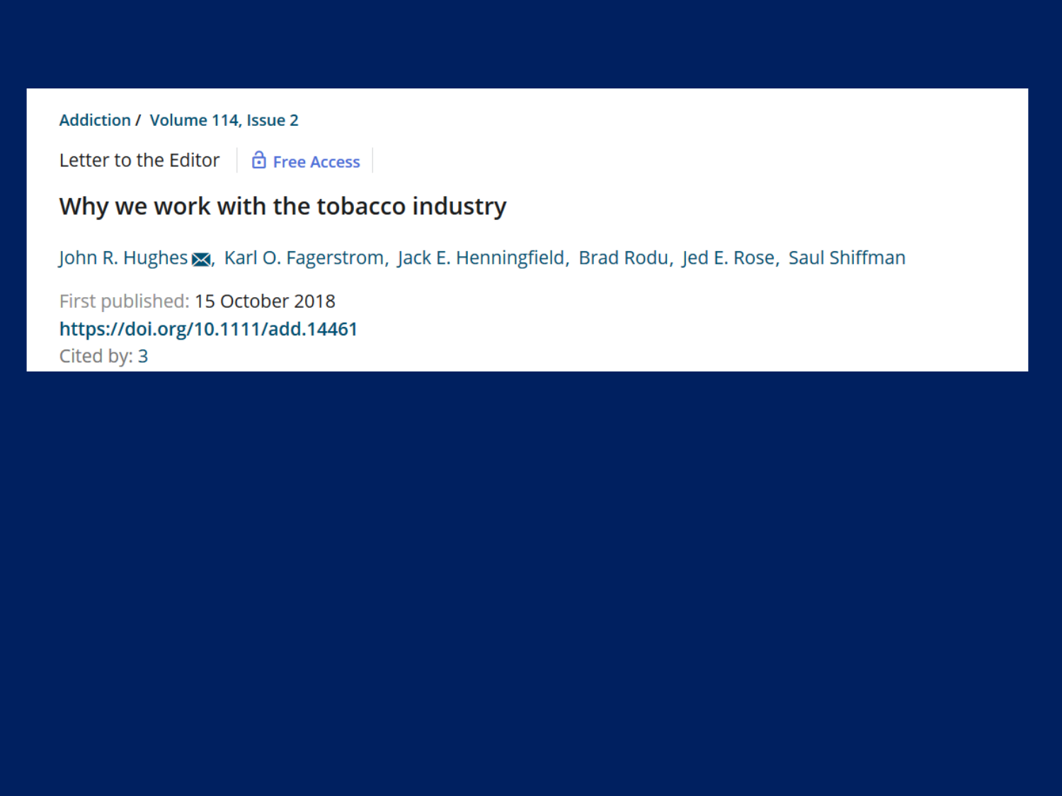Addiction / Volume 114, Issue 2

Letter to the Editor | Free Access

# Why we work with the tobacco industry

John R. Hughes, Karl O. Fagerstrom, Jack E. Henningfield, Brad Rodu, Jed E. Rose, Saul Shiffman

First published: 15 October 2018

https://doi.org/10.1111/add.14461

Cited by: 3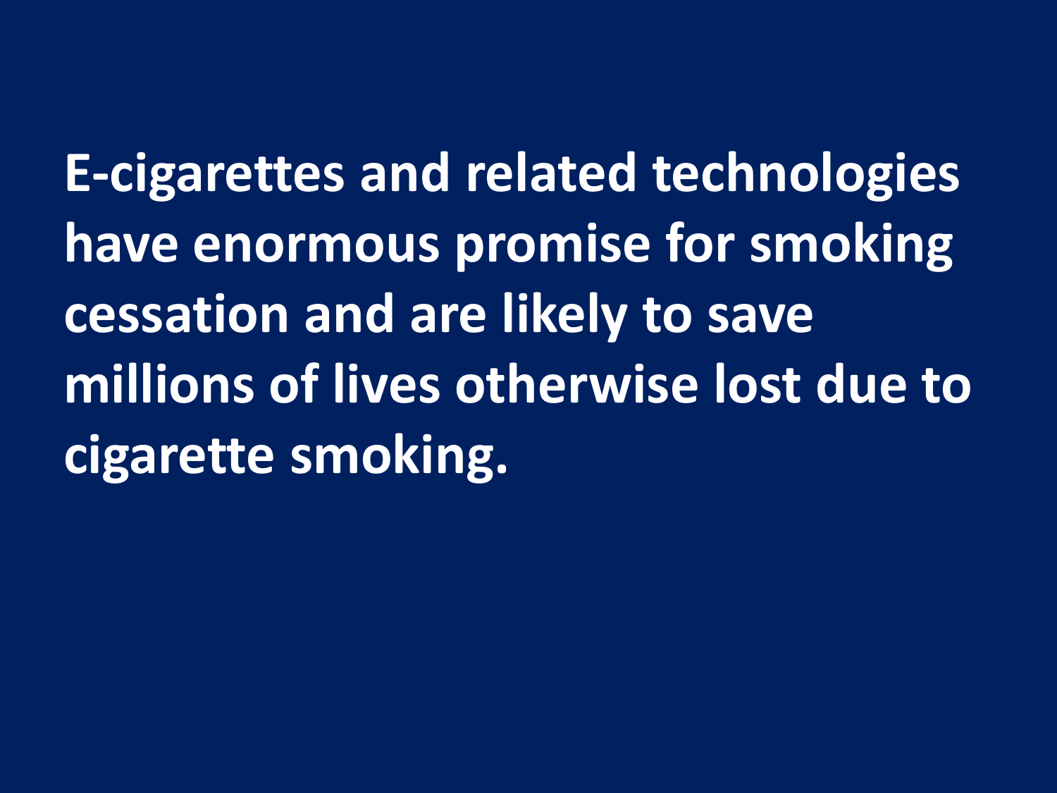**E-cigarettes and related technologies have enormous promise for smoking cessation and are likely to save millions of lives otherwise lost due to cigarette smoking.**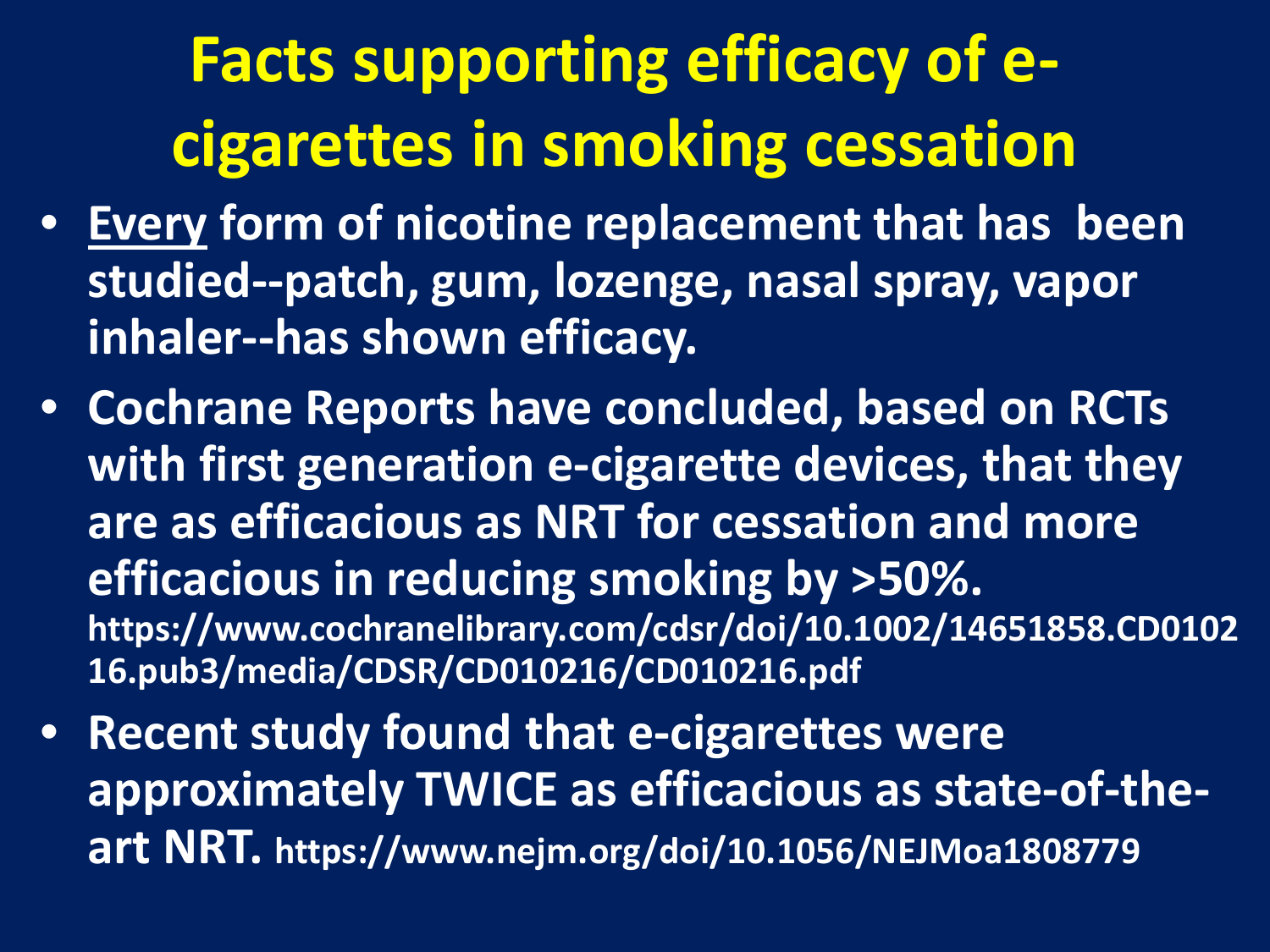# Facts supporting efficacy of e-cigarettes in smoking cessation

- **<u>Every</u> form of nicotine replacement that has been studied--patch, gum, lozenge, nasal spray, vapor inhaler--has shown efficacy.**
- **Cochrane Reports have concluded, based on RCTs with first generation e-cigarette devices, that they are as efficacious as NRT for cessation and more efficacious in reducing smoking by >50%.** https://www.cochranelibrary.com/cdsr/doi/10.1002/14651858.CD010216.pub3/media/CDSR/CD010216/CD010216.pdf
- **Recent study found that e-cigarettes were approximately TWICE as efficacious as state-of-the-art NRT.** https://www.nejm.org/doi/10.1056/NEJMoa1808779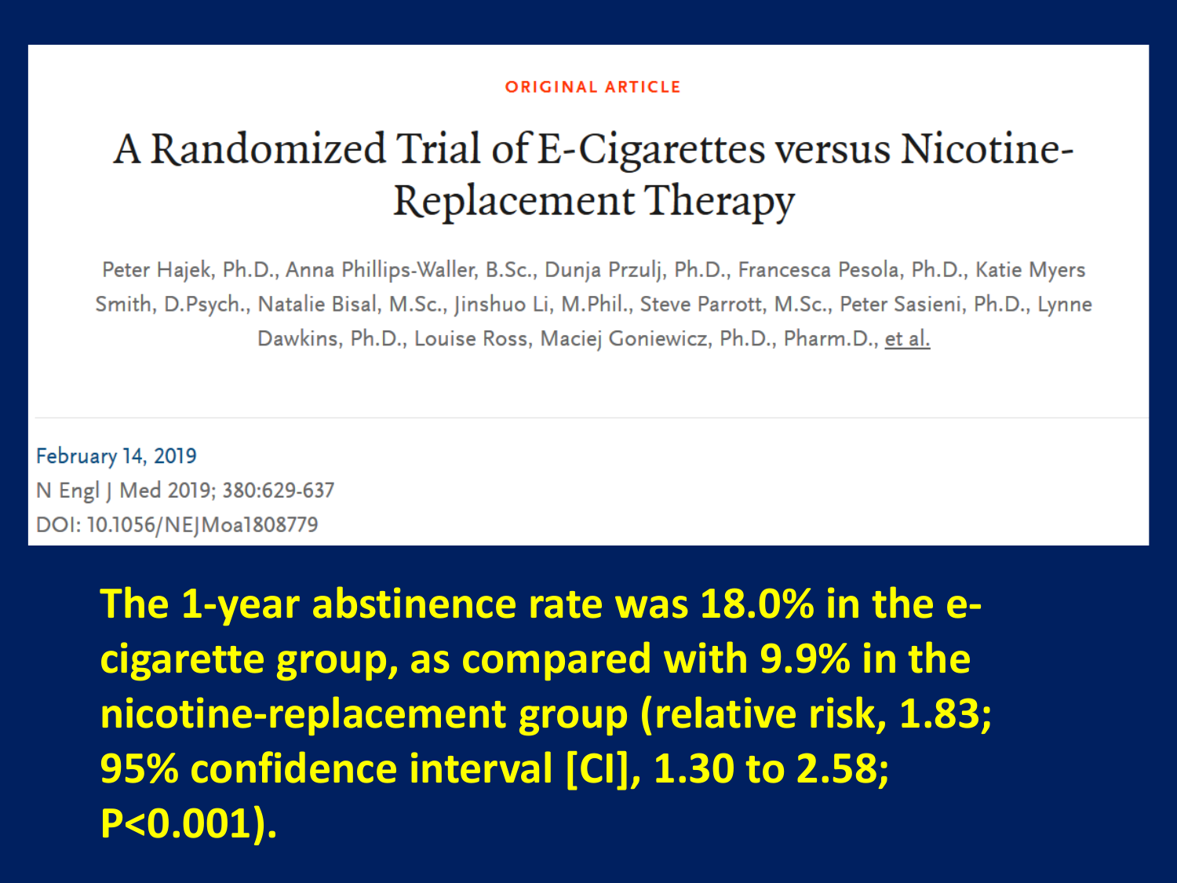ORIGINAL ARTICLE

# A Randomized Trial of E-Cigarettes versus Nicotine-Replacement Therapy

Peter Hajek, Ph.D., Anna Phillips-Waller, B.Sc., Dunja Przulj, Ph.D., Francesca Pesola, Ph.D., Katie Myers Smith, D.Psych., Natalie Bisal, M.Sc., Jinshuo Li, M.Phil., Steve Parrott, M.Sc., Peter Sasieni, Ph.D., Lynne Dawkins, Ph.D., Louise Ross, Maciej Goniewicz, Ph.D., Pharm.D., et al.

February 14, 2019
N Engl J Med 2019; 380:629-637
DOI: 10.1056/NEJMoa1808779

**The 1-year abstinence rate was 18.0% in the e-cigarette group, as compared with 9.9% in the nicotine-replacement group (relative risk, 1.83; 95% confidence interval [CI], 1.30 to 2.58; $P<0.001$).**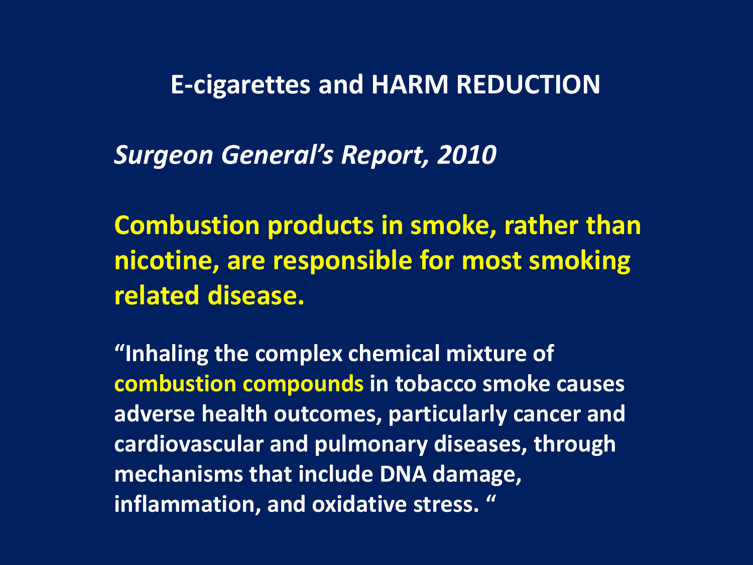## E-cigarettes and HARM REDUCTION

***Surgeon General's Report, 2010***

**Combustion products in smoke, rather than nicotine, are responsible for most smoking related disease.**

**"Inhaling the complex chemical mixture of combustion compounds in tobacco smoke causes adverse health outcomes, particularly cancer and cardiovascular and pulmonary diseases, through mechanisms that include DNA damage, inflammation, and oxidative stress. "**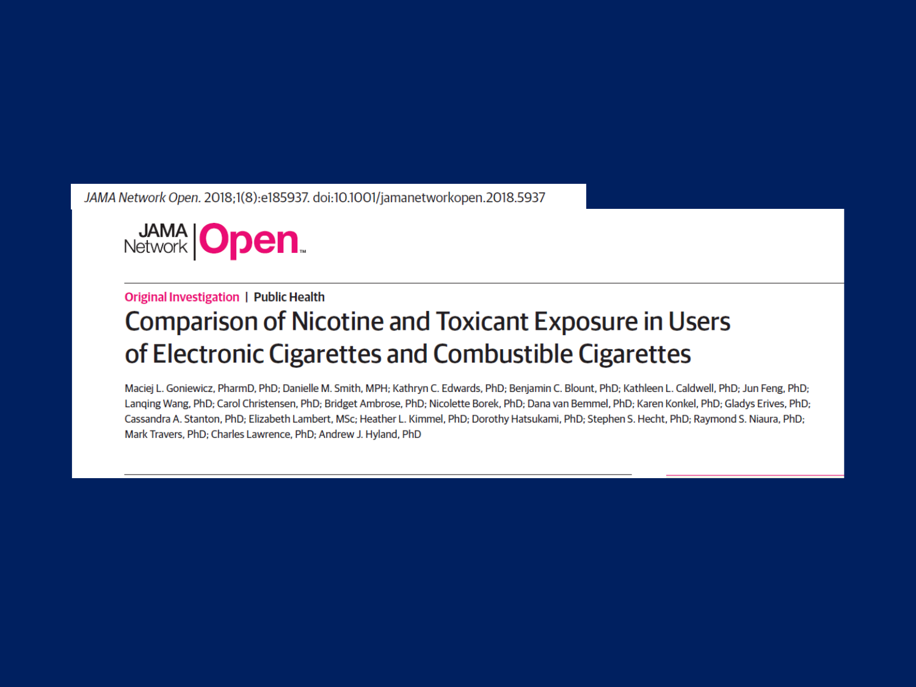*JAMA Network Open*. 2018;1(8):e185937. doi:10.1001/jamanetworkopen.2018.5937

JAMA Network | Open

**Original Investigation | Public Health**

# Comparison of Nicotine and Toxicant Exposure in Users of Electronic Cigarettes and Combustible Cigarettes

Maciej L. Goniewicz, PharmD, PhD; Danielle M. Smith, MPH; Kathryn C. Edwards, PhD; Benjamin C. Blount, PhD; Kathleen L. Caldwell, PhD; Jun Feng, PhD; Lanqing Wang, PhD; Carol Christensen, PhD; Bridget Ambrose, PhD; Nicolette Borek, PhD; Dana van Bemmel, PhD; Karen Konkel, PhD; Gladys Erives, PhD; Cassandra A. Stanton, PhD; Elizabeth Lambert, MSc; Heather L. Kimmel, PhD; Dorothy Hatsukami, PhD; Stephen S. Hecht, PhD; Raymond S. Niaura, PhD; Mark Travers, PhD; Charles Lawrence, PhD; Andrew J. Hyland, PhD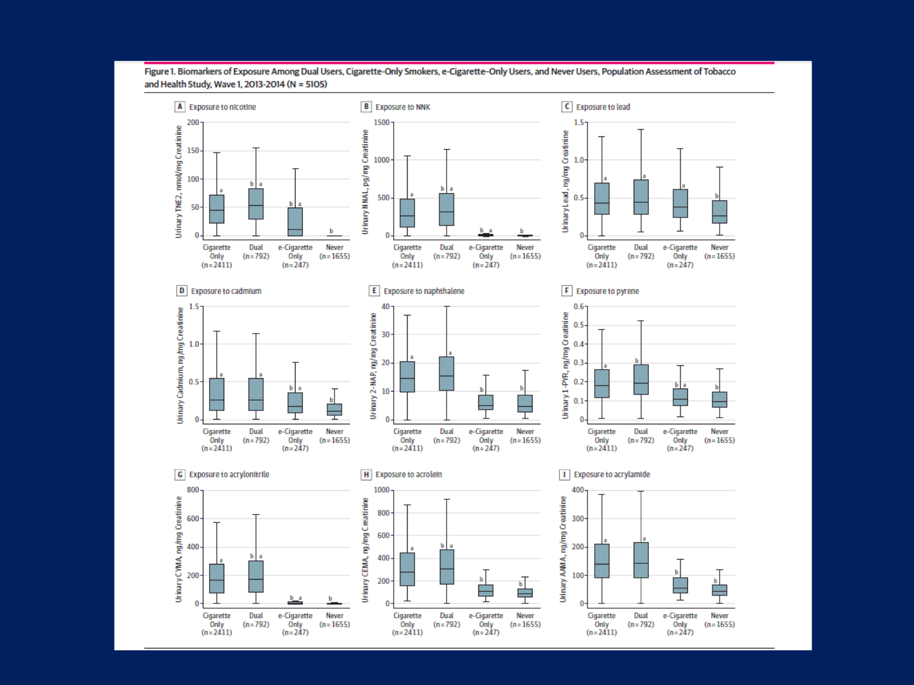**Figure 1. Biomarkers of Exposure Among Dual Users, Cigarette-Only Smokers, e-Cigarette–Only Users, and Never Users, Population Assessment of Tobacco and Health Study, Wave 1, 2013-2014 (N = 5105)**

A Exposure to nicotine

B Exposure to NNK

C Exposure to lead

D Exposure to cadmium

E Exposure to naphthalene

F Exposure to pyrene

G Exposure to acrylonitrile

H Exposure to acrolein

I Exposure to acrylamide

Cigarette Only (n = 2411) | Dual (n = 792) | e-Cigarette Only (n = 247) | Never (n = 1655)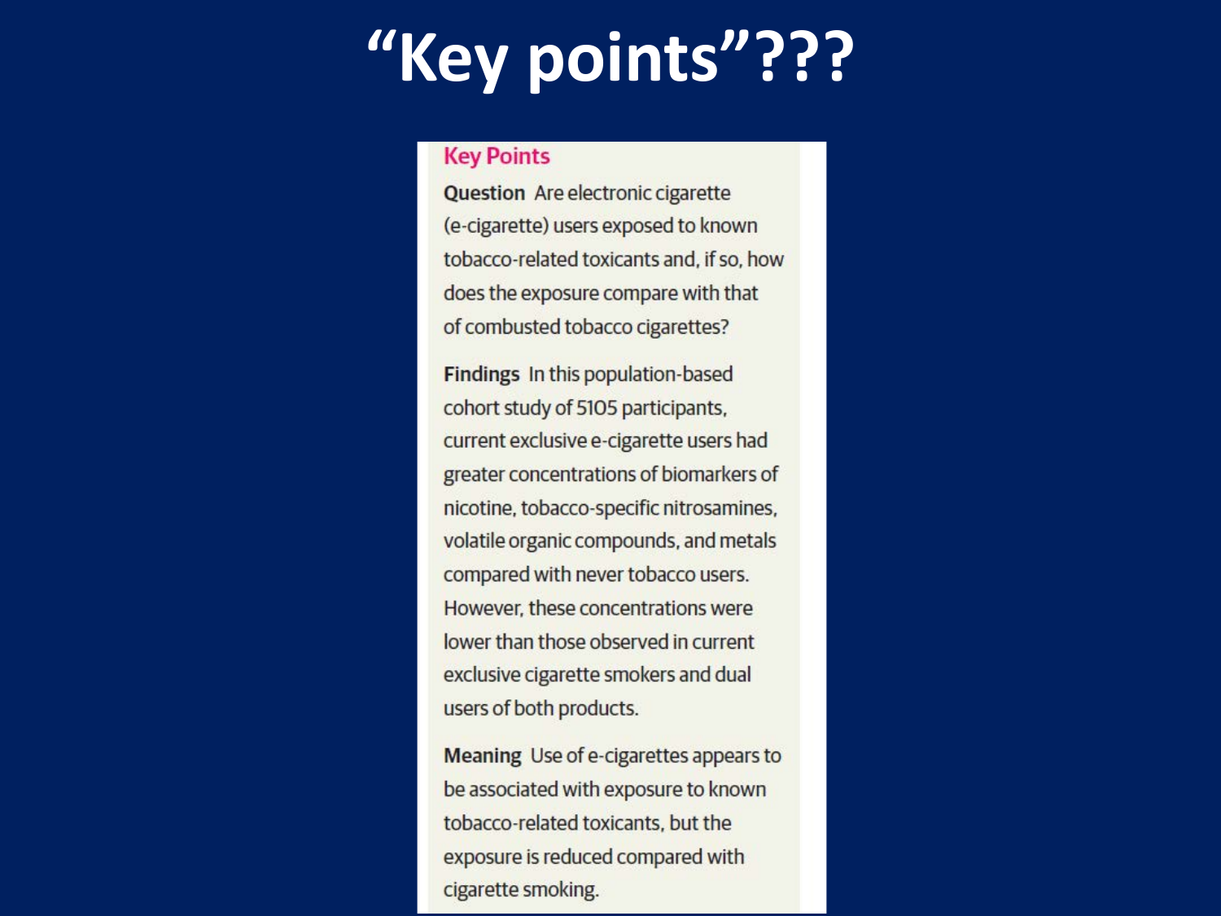# "Key points"???

## Key Points

**Question** Are electronic cigarette (e-cigarette) users exposed to known tobacco-related toxicants and, if so, how does the exposure compare with that of combusted tobacco cigarettes?

**Findings** In this population-based cohort study of 5105 participants, current exclusive e-cigarette users had greater concentrations of biomarkers of nicotine, tobacco-specific nitrosamines, volatile organic compounds, and metals compared with never tobacco users. However, these concentrations were lower than those observed in current exclusive cigarette smokers and dual users of both products.

**Meaning** Use of e-cigarettes appears to be associated with exposure to known tobacco-related toxicants, but the exposure is reduced compared with cigarette smoking.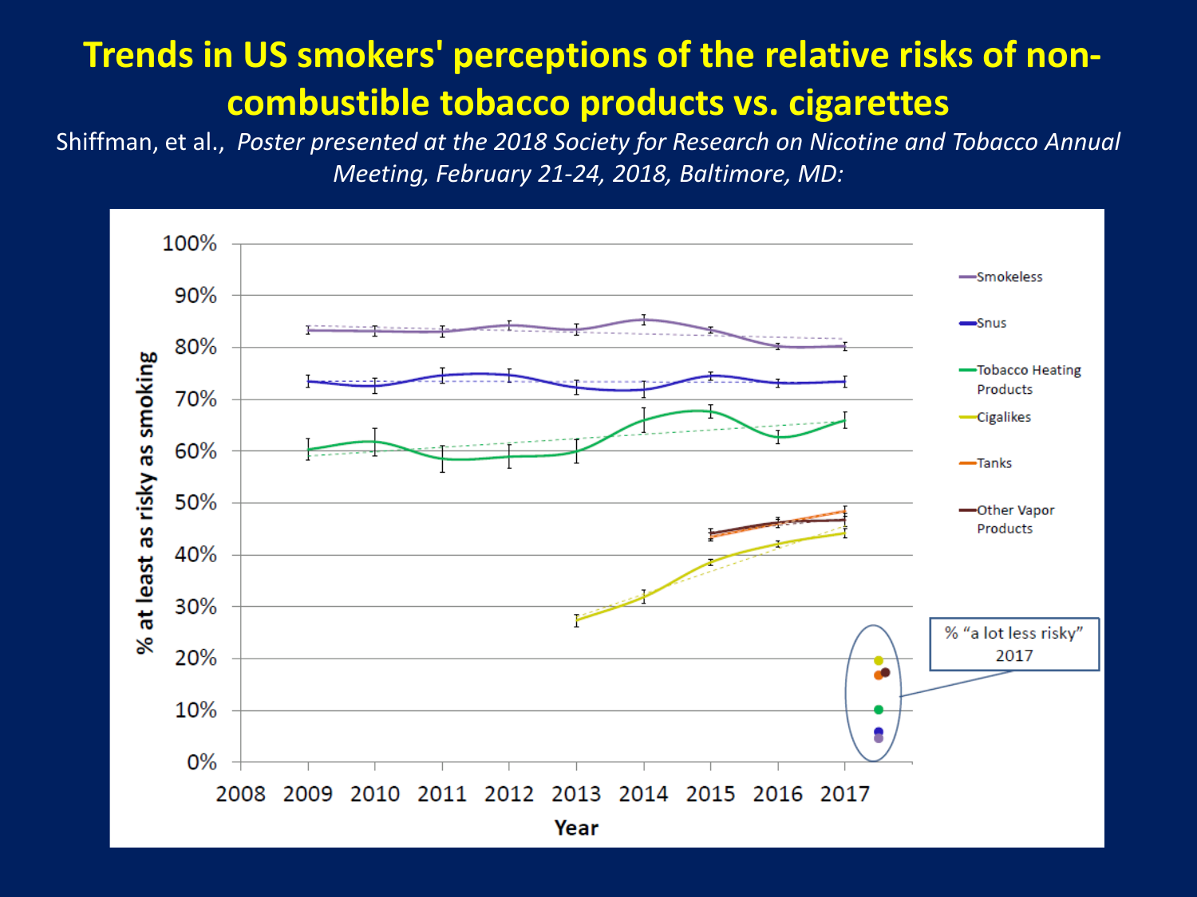# Trends in US smokers' perceptions of the relative risks of non-combustible tobacco products vs. cigarettes

Shiffman, et al., *Poster presented at the 2018 Society for Research on Nicotine and Tobacco Annual Meeting, February 21-24, 2018, Baltimore, MD:*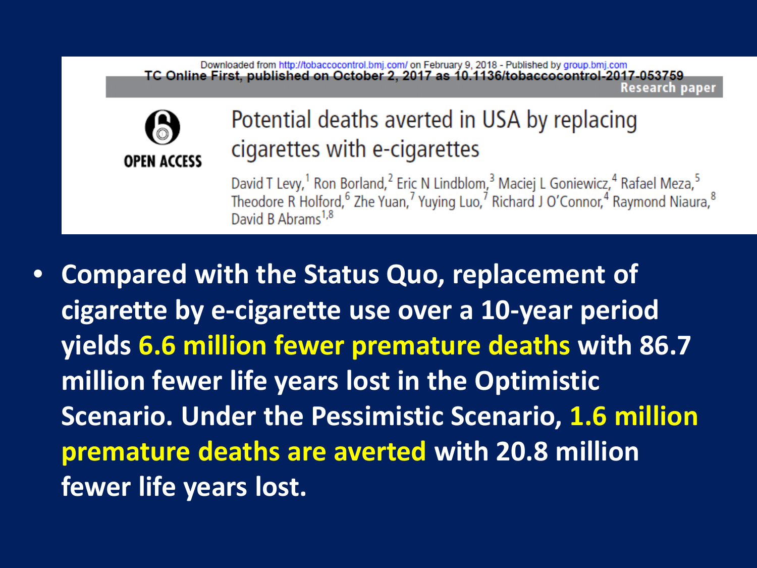Downloaded from http://tobaccocontrol.bmj.com/ on February 9, 2018 - Published by group.bmj.com
TC Online First, published on October 2, 2017 as 10.1136/tobaccocontrol-2017-053759

Research paper

OPEN ACCESS

# Potential deaths averted in USA by replacing cigarettes with e-cigarettes

David T Levy,[1] Ron Borland,[2] Eric N Lindblom,[3] Maciej L Goniewicz,[4] Rafael Meza,[5] Theodore R Holford,[6] Zhe Yuan,[7] Yuying Luo,[7] Richard J O'Connor,[4] Raymond Niaura,[8] David B Abrams[1,8]

- **Compared with the Status Quo, replacement of cigarette by e-cigarette use over a 10-year period yields 6.6 million fewer premature deaths with 86.7 million fewer life years lost in the Optimistic Scenario. Under the Pessimistic Scenario, 1.6 million premature deaths are averted with 20.8 million fewer life years lost.**